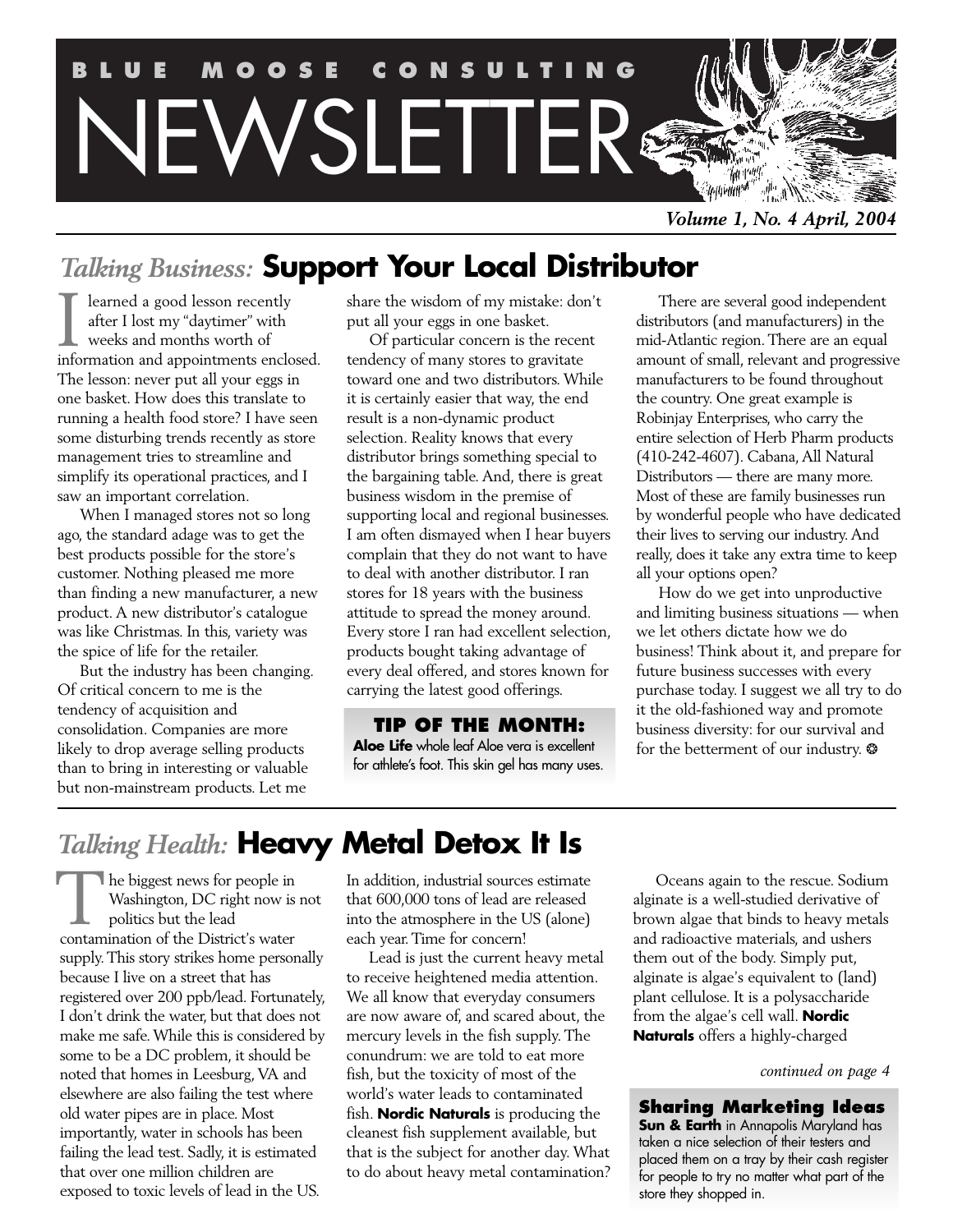# BLUE MOOSE CONSULTING NEWSLETTER

*Volume 1, No. 4 April, 2004*

## *Talking Business:* Support Your Local Distributor

I learned a good lesson recently after I lost my "daytimer" with weeks and months worth of information and appointments enclosed. The lesson: never put all your eggs in one basket. How does this translate to running a health food store? I have seen some disturbing trends recently as store management tries to streamline and simplify its operational practices, and I saw an important correlation.

When I managed stores not so long ago, the standard adage was to get the best products possible for the store's customer. Nothing pleased me more than finding a new manufacturer, a new product. A new distributor's catalogue was like Christmas. In this, variety was the spice of life for the retailer.

But the industry has been changing. Of critical concern to me is the tendency of acquisition and consolidation. Companies are more likely to drop average selling products than to bring in interesting or valuable but non-mainstream products. Let me share the wisdom of my mistake: don't put all your eggs in one basket.

Of particular concern is the recent tendency of many stores to gravitate toward one and two distributors. While it is certainly easier that way, the end result is a non-dynamic product selection. Reality knows that every distributor brings something special to the bargaining table. And, there is great business wisdom in the premise of supporting local and regional businesses. I am often dismayed when I hear buyers complain that they do not want to have to deal with another distributor. I ran stores for 18 years with the business attitude to spread the money around. Every store I ran had excellent selection, products bought taking advantage of every deal offered, and stores known for carrying the latest good offerings.

There are several good independent distributors (and manufacturers) in the mid-Atlantic region. There are an equal amount of small, relevant and progressive manufacturers to be found throughout the country. One great example is Robinjay Enterprises, who carry the entire selection of Herb Pharm products (410-242-4607). Cabana, All Natural Distributors — there are many more. Most of these are family businesses run by wonderful people who have dedicated their lives to serving our industry. And really, does it take any extra time to keep all your options open?

How do we get into unproductive and limiting business situations — when we let others dictate how we do business! Think about it, and prepare for future business successes with every purchase today. I suggest we all try to do it the old-fashioned way and promote business diversity: for our survival and for the betterment of our industry. ❂

> **TIP OF THE MONTH:**
> **Aloe Life** whole leaf Aloe vera is excellent for athlete's foot. This skin gel has many uses.

## *Talking Health:* Heavy Metal Detox It Is

The biggest news for people in Washington, DC right now is not politics but the lead contamination of the District's water supply. This story strikes home personally because I live on a street that has registered over 200 ppb/lead. Fortunately, I don't drink the water, but that does not make me safe. While this is considered by some to be a DC problem, it should be noted that homes in Leesburg, VA and elsewhere are also failing the test where old water pipes are in place. Most importantly, water in schools has been failing the lead test. Sadly, it is estimated that over one million children are exposed to toxic levels of lead in the US. In addition, industrial sources estimate that 600,000 tons of lead are released into the atmosphere in the US (alone) each year. Time for concern!

Lead is just the current heavy metal to receive heightened media attention. We all know that everyday consumers are now aware of, and scared about, the mercury levels in the fish supply. The conundrum: we are told to eat more fish, but the toxicity of most of the world's water leads to contaminated fish. **Nordic Naturals** is producing the cleanest fish supplement available, but that is the subject for another day. What to do about heavy metal contamination?

Oceans again to the rescue. Sodium alginate is a well-studied derivative of brown algae that binds to heavy metals and radioactive materials, and ushers them out of the body. Simply put, alginate is algae's equivalent to (land) plant cellulose. It is a polysaccharide from the algae's cell wall. **Nordic Naturals** offers a highly-charged

*continued on page 4*

> **Sharing Marketing Ideas**
> **Sun & Earth** in Annapolis Maryland has taken a nice selection of their testers and placed them on a tray by their cash register for people to try no matter what part of the store they shopped in.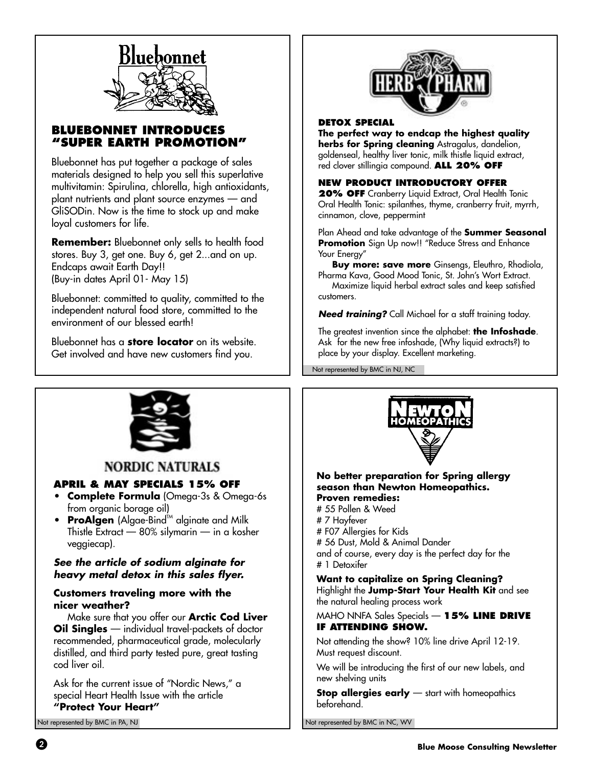## BLUEBONNET INTRODUCES "SUPER EARTH PROMOTION"

Bluebonnet has put together a package of sales materials designed to help you sell this superlative multivitamin: Spirulina, chlorella, high antioxidants, plant nutrients and plant source enzymes — and GliSODin. Now is the time to stock up and make loyal customers for life.

**Remember:** Bluebonnet only sells to health food stores. Buy 3, get one. Buy 6, get 2...and on up. Endcaps await Earth Day!! (Buy-in dates April 01- May 15)

Bluebonnet: committed to quality, committed to the independent natural food store, committed to the environment of our blessed earth!

Bluebonnet has a **store locator** on its website. Get involved and have new customers find you.

## DETOX SPECIAL

**The perfect way to endcap the highest quality herbs for Spring cleaning** Astragalus, dandelion, goldenseal, healthy liver tonic, milk thistle liquid extract, red clover stillingia compound. **ALL 20% OFF**

### NEW PRODUCT INTRODUCTORY OFFER

**20% OFF** Cranberry Liquid Extract, Oral Health Tonic Oral Health Tonic: spilanthes, thyme, cranberry fruit, myrrh, cinnamon, clove, peppermint

Plan Ahead and take advantage of the **Summer Seasonal Promotion** Sign Up now!! "Reduce Stress and Enhance Your Energy"

**Buy more: save more** Ginsengs, Eleuthro, Rhodiola, Pharma Kava, Good Mood Tonic, St. John's Wort Extract.

Maximize liquid herbal extract sales and keep satisfied customers.

***Need training?*** Call Michael for a staff training today.

The greatest invention since the alphabet: **the Infoshade**. Ask for the new free infoshade, (Why liquid extracts?) to place by your display. Excellent marketing.

Not represented by BMC in NJ, NC

## NORDIC NATURALS

### APRIL & MAY SPECIALS 15% OFF

- **Complete Formula** (Omega-3s & Omega-6s from organic borage oil)
- **ProAlgen** (Algae-Bind™ alginate and Milk Thistle Extract — 80% silymarin — in a kosher veggiecap).

***See the article of sodium alginate for heavy metal detox in this sales flyer.***

**Customers traveling more with the nicer weather?**

Make sure that you offer our **Arctic Cod Liver Oil Singles** — individual travel-packets of doctor recommended, pharmaceutical grade, molecularly distilled, and third party tested pure, great tasting cod liver oil.

Ask for the current issue of "Nordic News," a special Heart Health Issue with the article **"Protect Your Heart"**

Not represented by BMC in PA, NJ

## NEWTON HOMEOPATHICS

**No better preparation for Spring allergy season than Newton Homeopathics.**
**Proven remedies:**

# 55 Pollen & Weed
# 7 Hayfever
# F07 Allergies for Kids
# 56 Dust, Mold & Animal Dander
and of course, every day is the perfect day for the
# 1 Detoxifer

**Want to capitalize on Spring Cleaning?** Highlight the **Jump-Start Your Health Kit** and see the natural healing process work

MAHO NNFA Sales Specials — **15% LINE DRIVE IF ATTENDING SHOW.**

Not attending the show? 10% line drive April 12-19. Must request discount.

We will be introducing the first of our new labels, and new shelving units

**Stop allergies early** — start with homeopathics beforehand.

Not represented by BMC in NC, WV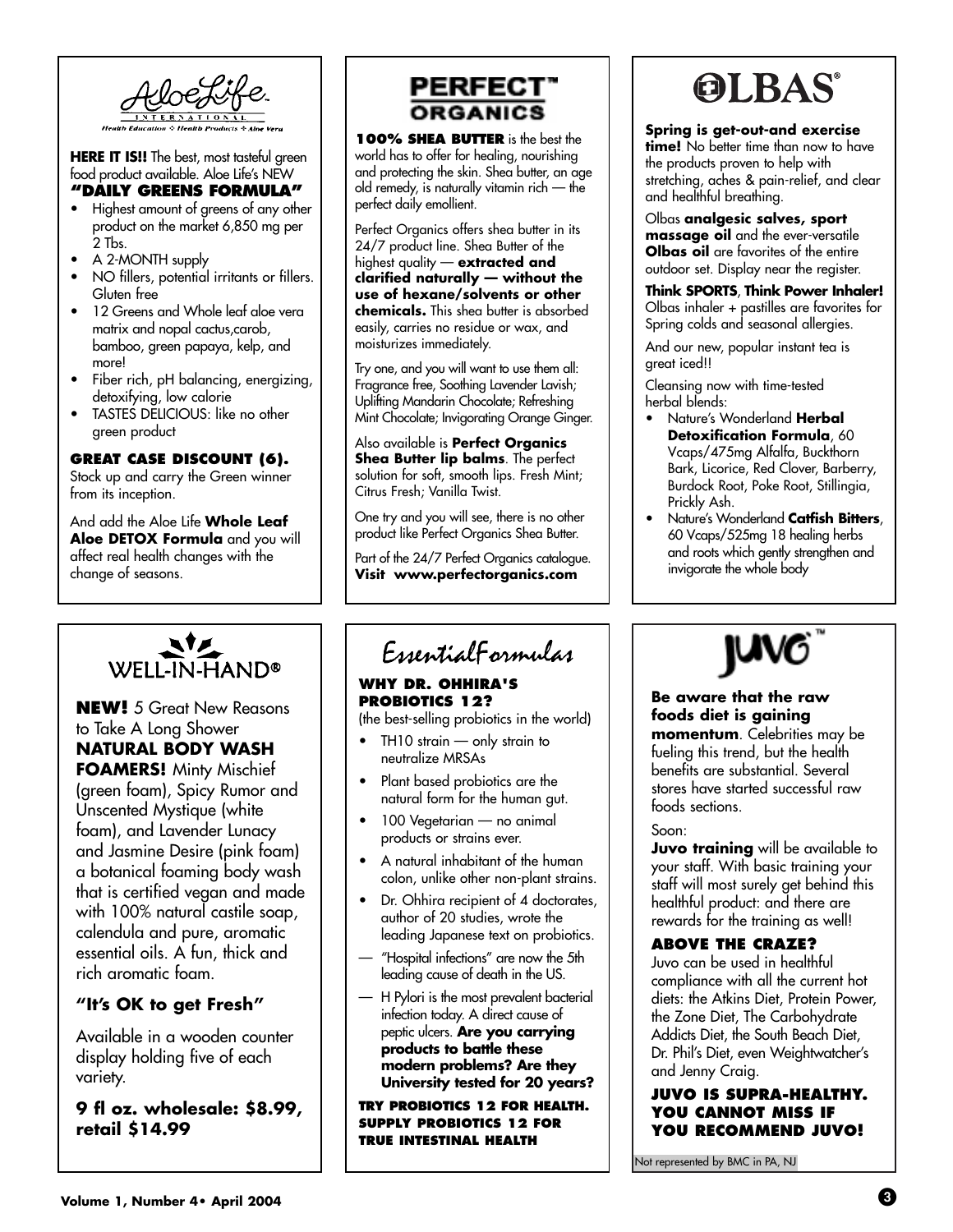## AloeLife International

*Health Education ❖ Health Products ❖ Aloe Vera*

**HERE IT IS!!** The best, most tasteful green food product available. Aloe Life's NEW **"DAILY GREENS FORMULA"**

- Highest amount of greens of any other product on the market 6,850 mg per 2 Tbs.
- A 2-MONTH supply
- NO fillers, potential irritants or fillers. Gluten free
- 12 Greens and Whole leaf aloe vera matrix and nopal cactus,carob, bamboo, green papaya, kelp, and more!
- Fiber rich, pH balancing, energizing, detoxifying, low calorie
- TASTES DELICIOUS: like no other green product

**GREAT CASE DISCOUNT (6).**
Stock up and carry the Green winner from its inception.

And add the Aloe Life **Whole Leaf Aloe DETOX Formula** and you will affect real health changes with the change of seasons.

## PERFECT™ ORGANICS

**100% SHEA BUTTER** is the best the world has to offer for healing, nourishing and protecting the skin. Shea butter, an age old remedy, is naturally vitamin rich — the perfect daily emollient.

Perfect Organics offers shea butter in its 24/7 product line. Shea Butter of the highest quality — **extracted and clarified naturally — without the use of hexane/solvents or other chemicals.** This shea butter is absorbed easily, carries no residue or wax, and moisturizes immediately.

Try one, and you will want to use them all: Fragrance free, Soothing Lavender Lavish; Uplifting Mandarin Chocolate; Refreshing Mint Chocolate; Invigorating Orange Ginger.

Also available is **Perfect Organics Shea Butter lip balms**. The perfect solution for soft, smooth lips. Fresh Mint; Citrus Fresh; Vanilla Twist.

One try and you will see, there is no other product like Perfect Organics Shea Butter.

Part of the 24/7 Perfect Organics catalogue. **Visit www.perfectorganics.com**

## OLBAS®

**Spring is get-out-and exercise time!** No better time than now to have the products proven to help with stretching, aches & pain-relief, and clear and healthful breathing.

Olbas **analgesic salves, sport massage oil** and the ever-versatile **Olbas oil** are favorites of the entire outdoor set. Display near the register.

**Think SPORTS**, **Think Power Inhaler!** Olbas inhaler + pastilles are favorites for Spring colds and seasonal allergies.

And our new, popular instant tea is great iced!!

Cleansing now with time-tested herbal blends:

- Nature's Wonderland **Herbal Detoxification Formula**, 60 Vcaps/475mg Alfalfa, Buckthorn Bark, Licorice, Red Clover, Barberry, Burdock Root, Poke Root, Stillingia, Prickly Ash.
- Nature's Wonderland **Catfish Bitters**, 60 Vcaps/525mg 18 healing herbs and roots which gently strengthen and invigorate the whole body

## WELL-IN-HAND®

**NEW!** 5 Great New Reasons to Take A Long Shower **NATURAL BODY WASH FOAMERS!** Minty Mischief (green foam), Spicy Rumor and Unscented Mystique (white foam), and Lavender Lunacy and Jasmine Desire (pink foam) a botanical foaming body wash that is certified vegan and made with 100% natural castile soap, calendula and pure, aromatic essential oils. A fun, thick and rich aromatic foam.

**"It's OK to get Fresh"**

Available in a wooden counter display holding five of each variety.

**9 fl oz. wholesale: $8.99, retail $14.99**

## EssentialFormulas

**WHY DR. OHHIRA'S PROBIOTICS 12?**
(the best-selling probiotics in the world)

- TH10 strain — only strain to neutralize MRSAs
- Plant based probiotics are the natural form for the human gut.
- 100 Vegetarian — no animal products or strains ever.
- A natural inhabitant of the human colon, unlike other non-plant strains.
- Dr. Ohhira recipient of 4 doctorates, author of 20 studies, wrote the leading Japanese text on probiotics.

— "Hospital infections" are now the 5th leading cause of death in the US.

— H Pylori is the most prevalent bacterial infection today. A direct cause of peptic ulcers. **Are you carrying products to battle these modern problems? Are they University tested for 20 years?**

**TRY PROBIOTICS 12 FOR HEALTH. SUPPLY PROBIOTICS 12 FOR TRUE INTESTINAL HEALTH**

## JUVO™

**Be aware that the raw foods diet is gaining momentum**. Celebrities may be fueling this trend, but the health benefits are substantial. Several stores have started successful raw foods sections.

Soon:
**Juvo training** will be available to your staff. With basic training your staff will most surely get behind this healthful product: and there are rewards for the training as well!

**ABOVE THE CRAZE?**
Juvo can be used in healthful compliance with all the current hot diets: the Atkins Diet, Protein Power, the Zone Diet, The Carbohydrate Addicts Diet, the South Beach Diet, Dr. Phil's Diet, even Weightwatcher's and Jenny Craig.

**JUVO IS SUPRA-HEALTHY. YOU CANNOT MISS IF YOU RECOMMEND JUVO!**

Not represented by BMC in PA, NJ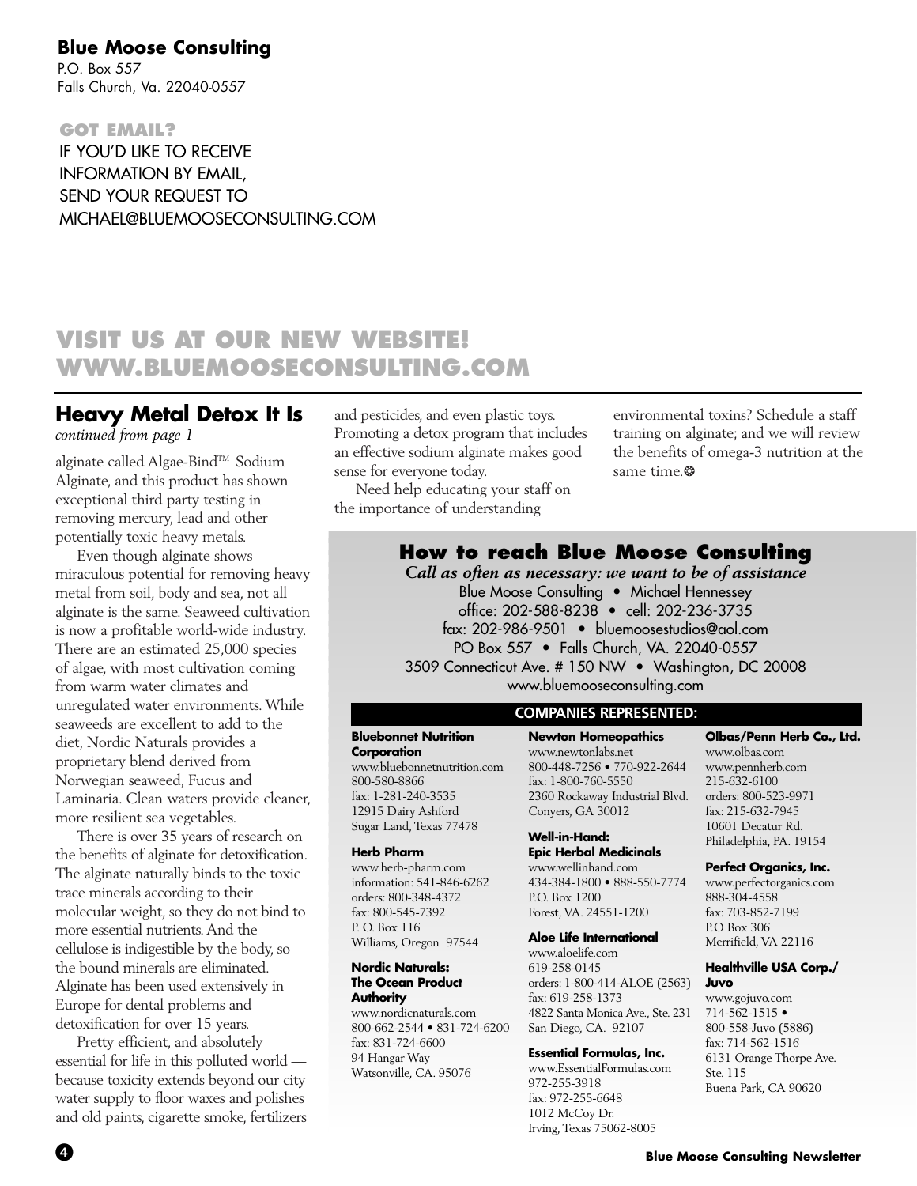**Blue Moose Consulting**
P.O. Box 557
Falls Church, Va. 22040-0557

**GOT EMAIL?**
IF YOU'D LIKE TO RECEIVE INFORMATION BY EMAIL, SEND YOUR REQUEST TO MICHAEL@BLUEMOOSECONSULTING.COM

## VISIT US AT OUR NEW WEBSITE! WWW.BLUEMOOSECONSULTING.COM

## Heavy Metal Detox It Is

*continued from page 1*

alginate called Algae-Bind™ Sodium Alginate, and this product has shown exceptional third party testing in removing mercury, lead and other potentially toxic heavy metals.

Even though alginate shows miraculous potential for removing heavy metal from soil, body and sea, not all alginate is the same. Seaweed cultivation is now a profitable world-wide industry. There are an estimated 25,000 species of algae, with most cultivation coming from warm water climates and unregulated water environments. While seaweeds are excellent to add to the diet, Nordic Naturals provides a proprietary blend derived from Norwegian seaweed, Fucus and Laminaria. Clean waters provide cleaner, more resilient sea vegetables.

There is over 35 years of research on the benefits of alginate for detoxification. The alginate naturally binds to the toxic trace minerals according to their molecular weight, so they do not bind to more essential nutrients. And the cellulose is indigestible by the body, so the bound minerals are eliminated. Alginate has been used extensively in Europe for dental problems and detoxification for over 15 years.

Pretty efficient, and absolutely essential for life in this polluted world — because toxicity extends beyond our city water supply to floor waxes and polishes and old paints, cigarette smoke, fertilizers and pesticides, and even plastic toys. Promoting a detox program that includes an effective sodium alginate makes good sense for everyone today.

Need help educating your staff on the importance of understanding environmental toxins? Schedule a staff training on alginate; and we will review the benefits of omega-3 nutrition at the same time.❂

## How to reach Blue Moose Consulting

***Call as often as necessary: we want to be of assistance***

Blue Moose Consulting • Michael Hennessey
office: 202-588-8238 • cell: 202-236-3735
fax: 202-986-9501 • bluemoosestudios@aol.com
PO Box 557 • Falls Church, VA. 22040-0557
3509 Connecticut Ave. # 150 NW • Washington, DC 20008
www.bluemooseconsulting.com

### COMPANIES REPRESENTED:

**Bluebonnet Nutrition Corporation**
www.bluebonnetnutrition.com
800-580-8866
fax: 1-281-240-3535
12915 Dairy Ashford
Sugar Land, Texas 77478

**Herb Pharm**
www.herb-pharm.com
information: 541-846-6262
orders: 800-348-4372
fax: 800-545-7392
P. O. Box 116
Williams, Oregon 97544

**Nordic Naturals: The Ocean Product Authority**
www.nordicnaturals.com
800-662-2544 • 831-724-6200
fax: 831-724-6600
94 Hangar Way
Watsonville, CA. 95076

**Newton Homeopathics**
www.newtonlabs.net
800-448-7256 • 770-922-2644
fax: 1-800-760-5550
2360 Rockaway Industrial Blvd.
Conyers, GA 30012

**Well-in-Hand: Epic Herbal Medicinals**
www.wellinhand.com
434-384-1800 • 888-550-7774
P.O. Box 1200
Forest, VA. 24551-1200

**Aloe Life International**
www.aloelife.com
619-258-0145
orders: 1-800-414-ALOE (2563)
fax: 619-258-1373
4822 Santa Monica Ave., Ste. 231
San Diego, CA. 92107

**Essential Formulas, Inc.**
www.EssentialFormulas.com
972-255-3918
fax: 972-255-6648
1012 McCoy Dr.
Irving, Texas 75062-8005

**Olbas/Penn Herb Co., Ltd.**
www.olbas.com
www.pennherb.com
215-632-6100
orders: 800-523-9971
fax: 215-632-7945
10601 Decatur Rd.
Philadelphia, PA. 19154

**Perfect Organics, Inc.**
www.perfectorganics.com
888-304-4558
fax: 703-852-7199
P.O Box 306
Merrifield, VA 22116

**Healthville USA Corp./ Juvo**
www.gojuvo.com
714-562-1515 •
800-558-Juvo (5886)
fax: 714-562-1516
6131 Orange Thorpe Ave.
Ste. 115
Buena Park, CA 90620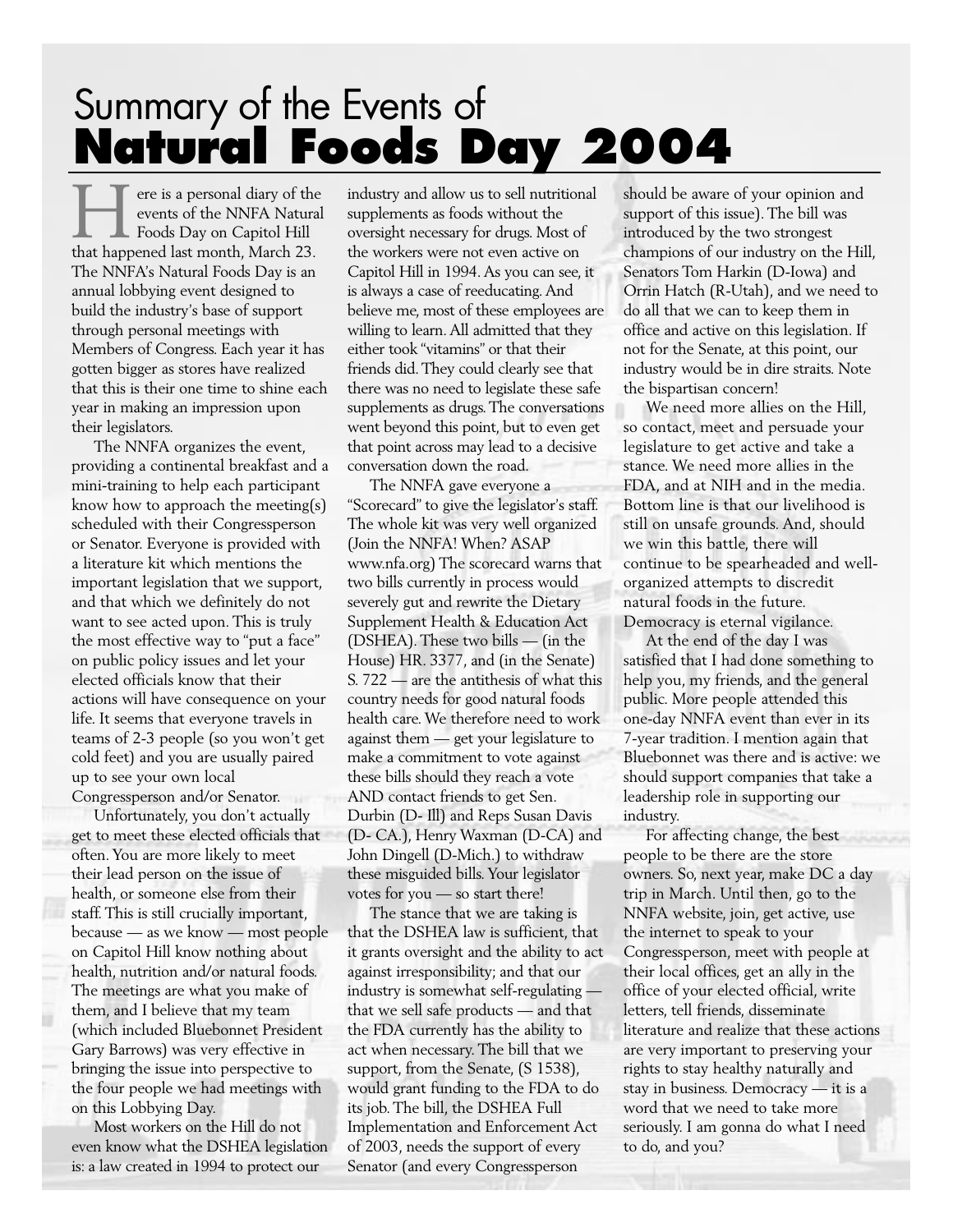# Summary of the Events of **Natural Foods Day 2004**

Here is a personal diary of the events of the NNFA Natural Foods Day on Capitol Hill that happened last month, March 23. The NNFA's Natural Foods Day is an annual lobbying event designed to build the industry's base of support through personal meetings with Members of Congress. Each year it has gotten bigger as stores have realized that this is their one time to shine each year in making an impression upon their legislators.

The NNFA organizes the event, providing a continental breakfast and a mini-training to help each participant know how to approach the meeting(s) scheduled with their Congressperson or Senator. Everyone is provided with a literature kit which mentions the important legislation that we support, and that which we definitely do not want to see acted upon. This is truly the most effective way to "put a face" on public policy issues and let your elected officials know that their actions will have consequence on your life. It seems that everyone travels in teams of 2-3 people (so you won't get cold feet) and you are usually paired up to see your own local Congressperson and/or Senator.

Unfortunately, you don't actually get to meet these elected officials that often. You are more likely to meet their lead person on the issue of health, or someone else from their staff. This is still crucially important, because — as we know — most people on Capitol Hill know nothing about health, nutrition and/or natural foods. The meetings are what you make of them, and I believe that my team (which included Bluebonnet President Gary Barrows) was very effective in bringing the issue into perspective to the four people we had meetings with on this Lobbying Day.

Most workers on the Hill do not even know what the DSHEA legislation is: a law created in 1994 to protect our industry and allow us to sell nutritional supplements as foods without the oversight necessary for drugs. Most of the workers were not even active on Capitol Hill in 1994. As you can see, it is always a case of reeducating. And believe me, most of these employees are willing to learn. All admitted that they either took "vitamins" or that their friends did. They could clearly see that there was no need to legislate these safe supplements as drugs. The conversations went beyond this point, but to even get that point across may lead to a decisive conversation down the road.

The NNFA gave everyone a "Scorecard" to give the legislator's staff. The whole kit was very well organized (Join the NNFA! When? ASAP www.nfa.org) The scorecard warns that two bills currently in process would severely gut and rewrite the Dietary Supplement Health & Education Act (DSHEA). These two bills — (in the House) HR. 3377, and (in the Senate) S. 722 — are the antithesis of what this country needs for good natural foods health care. We therefore need to work against them — get your legislature to make a commitment to vote against these bills should they reach a vote AND contact friends to get Sen. Durbin (D- Ill) and Reps Susan Davis (D- CA.), Henry Waxman (D-CA) and John Dingell (D-Mich.) to withdraw these misguided bills. Your legislator votes for you — so start there!

The stance that we are taking is that the DSHEA law is sufficient, that it grants oversight and the ability to act against irresponsibility; and that our industry is somewhat self-regulating — that we sell safe products — and that the FDA currently has the ability to act when necessary. The bill that we support, from the Senate, (S 1538), would grant funding to the FDA to do its job. The bill, the DSHEA Full Implementation and Enforcement Act of 2003, needs the support of every Senator (and every Congressperson should be aware of your opinion and support of this issue). The bill was introduced by the two strongest champions of our industry on the Hill, Senators Tom Harkin (D-Iowa) and Orrin Hatch (R-Utah), and we need to do all that we can to keep them in office and active on this legislation. If not for the Senate, at this point, our industry would be in dire straits. Note the bispartisan concern!

We need more allies on the Hill, so contact, meet and persuade your legislature to get active and take a stance. We need more allies in the FDA, and at NIH and in the media. Bottom line is that our livelihood is still on unsafe grounds. And, should we win this battle, there will continue to be spearheaded and well-organized attempts to discredit natural foods in the future. Democracy is eternal vigilance.

At the end of the day I was satisfied that I had done something to help you, my friends, and the general public. More people attended this one-day NNFA event than ever in its 7-year tradition. I mention again that Bluebonnet was there and is active: we should support companies that take a leadership role in supporting our industry.

For affecting change, the best people to be there are the store owners. So, next year, make DC a day trip in March. Until then, go to the NNFA website, join, get active, use the internet to speak to your Congressperson, meet with people at their local offices, get an ally in the office of your elected official, write letters, tell friends, disseminate literature and realize that these actions are very important to preserving your rights to stay healthy naturally and stay in business. Democracy — it is a word that we need to take more seriously. I am gonna do what I need to do, and you?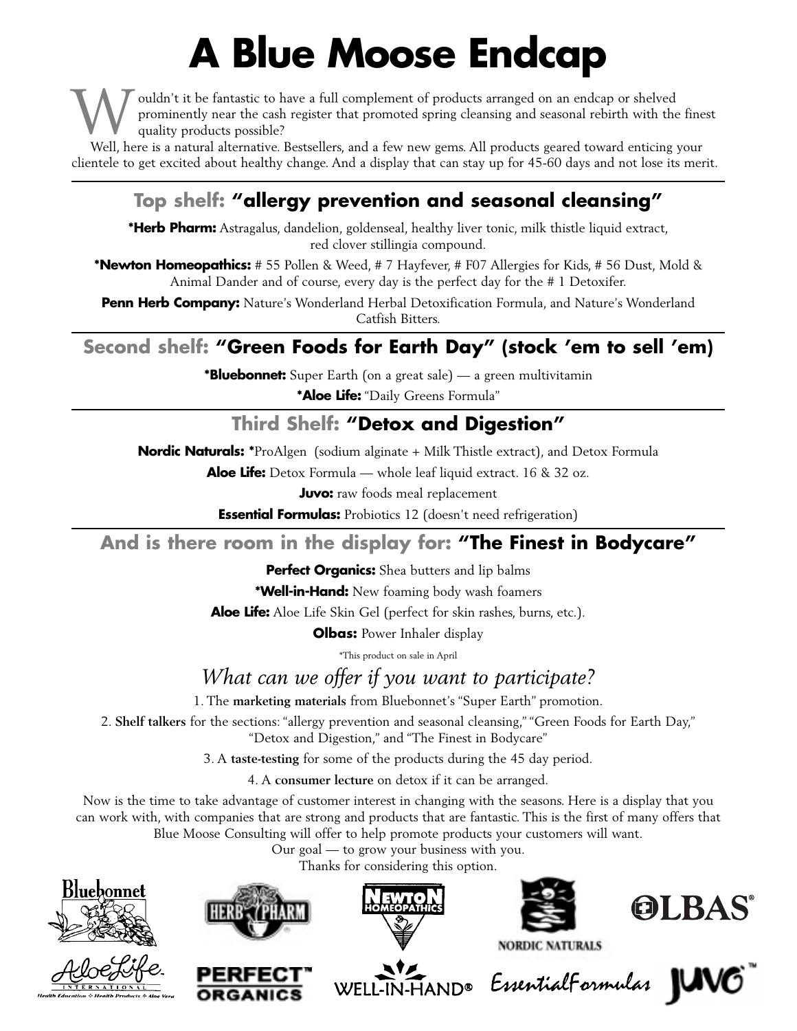# A Blue Moose Endcap

Wouldn't it be fantastic to have a full complement of products arranged on an endcap or shelved prominently near the cash register that promoted spring cleansing and seasonal rebirth with the finest quality products possible?

Well, here is a natural alternative. Bestsellers, and a few new gems. All products geared toward enticing your clientele to get excited about healthy change. And a display that can stay up for 45-60 days and not lose its merit.

## Top shelf: "allergy prevention and seasonal cleansing"

**\*Herb Pharm:** Astragalus, dandelion, goldenseal, healthy liver tonic, milk thistle liquid extract, red clover stillingia compound.

**\*Newton Homeopathics:** # 55 Pollen & Weed, # 7 Hayfever, # F07 Allergies for Kids, # 56 Dust, Mold & Animal Dander and of course, every day is the perfect day for the # 1 Detoxifer.

**Penn Herb Company:** Nature's Wonderland Herbal Detoxification Formula, and Nature's Wonderland Catfish Bitters.

## Second shelf: "Green Foods for Earth Day" (stock 'em to sell 'em)

**\*Bluebonnet:** Super Earth (on a great sale) — a green multivitamin

**\*Aloe Life:** "Daily Greens Formula"

## Third Shelf: "Detox and Digestion"

**Nordic Naturals:** \*ProAlgen (sodium alginate + Milk Thistle extract), and Detox Formula

**Aloe Life:** Detox Formula — whole leaf liquid extract. 16 & 32 oz.

**Juvo:** raw foods meal replacement

**Essential Formulas:** Probiotics 12 (doesn't need refrigeration)

## And is there room in the display for: "The Finest in Bodycare"

**Perfect Organics:** Shea butters and lip balms

**\*Well-in-Hand:** New foaming body wash foamers

**Aloe Life:** Aloe Life Skin Gel (perfect for skin rashes, burns, etc.).

**Olbas:** Power Inhaler display

\*This product on sale in April

## *What can we offer if you want to participate?*

1. The **marketing materials** from Bluebonnet's "Super Earth" promotion.
2. **Shelf talkers** for the sections: "allergy prevention and seasonal cleansing," "Green Foods for Earth Day," "Detox and Digestion," and "The Finest in Bodycare"
3. A **taste-testing** for some of the products during the 45 day period.
4. A **consumer lecture** on detox if it can be arranged.

Now is the time to take advantage of customer interest in changing with the seasons. Here is a display that you can work with, with companies that are strong and products that are fantastic. This is the first of many offers that Blue Moose Consulting will offer to help promote products your customers will want.

Our goal — to grow your business with you.

Thanks for considering this option.

Bluebonnet

HERB PHARM

NEWTON HOMEOPATHICS

NORDIC NATURALS

OLBAS®

AloeLife INTERNATIONAL — Health Education ❖ Health Products ❖ Aloe Vera

PERFECT™ ORGANICS

WELL-IN-HAND®

EssentialFormulas

JUVO™